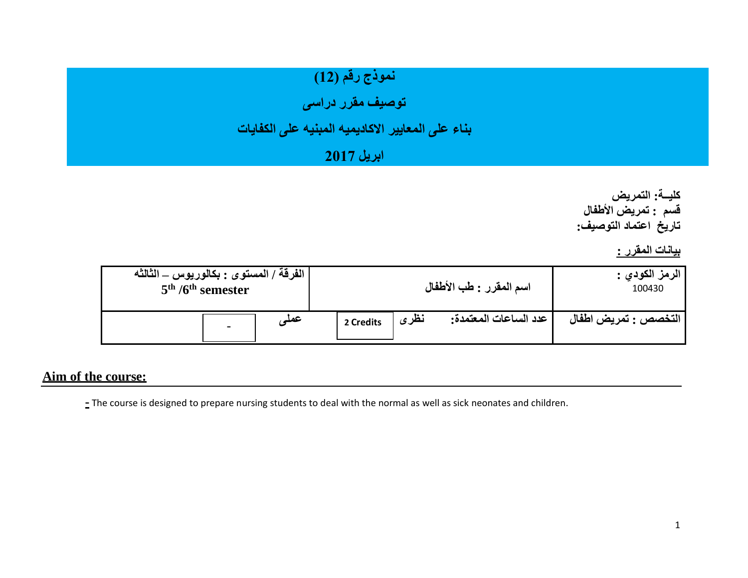# نموذج رقم (12)

# توصيف مقرر دراسى

# بناء على المعايير الاكاديميه المبنيه على الكفايات

# ابريل 2017

**كليــة: التمريض**
**قسم : تمريض الأطفال**
**تاريخ اعتماد التوصيف:**

**بيانات المقرر :**

| الرمز الكودي : 100430 | اسم المقرر : طب الأطفال | | | الفرقة / المستوى : بكالوريوس – الثالثه 5th /6th semester | |
|---|---|---|---|---|---|
| التخصص : تمريض اطفال | عدد الساعات المعتمدة: | نظرى | 2 Credits | عملى | - |

## Aim of the course:

- The course is designed to prepare nursing students to deal with the normal as well as sick neonates and children.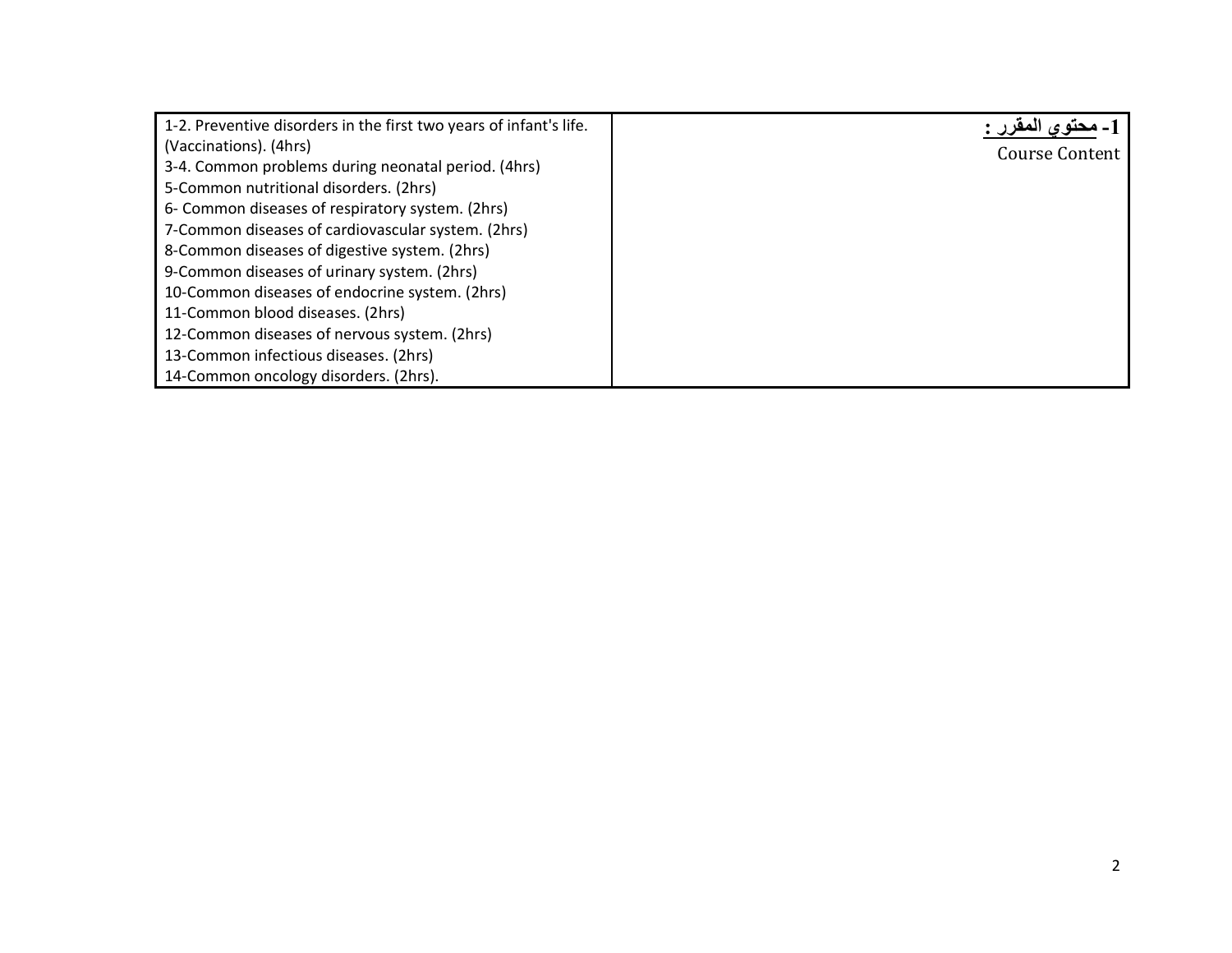| 1-2. Preventive disorders in the first two years of infant's life. (Vaccinations). (4hrs)<br>3-4. Common problems during neonatal period. (4hrs)<br>5-Common nutritional disorders. (2hrs)<br>6- Common diseases of respiratory system. (2hrs)<br>7-Common diseases of cardiovascular system. (2hrs)<br>8-Common diseases of digestive system. (2hrs)<br>9-Common diseases of urinary system. (2hrs)<br>10-Common diseases of endocrine system. (2hrs)<br>11-Common blood diseases. (2hrs)<br>12-Common diseases of nervous system. (2hrs)<br>13-Common infectious diseases. (2hrs)<br>14-Common oncology disorders. (2hrs). | **1- محتوي المقرر :**<br>Course Content |
|---|---|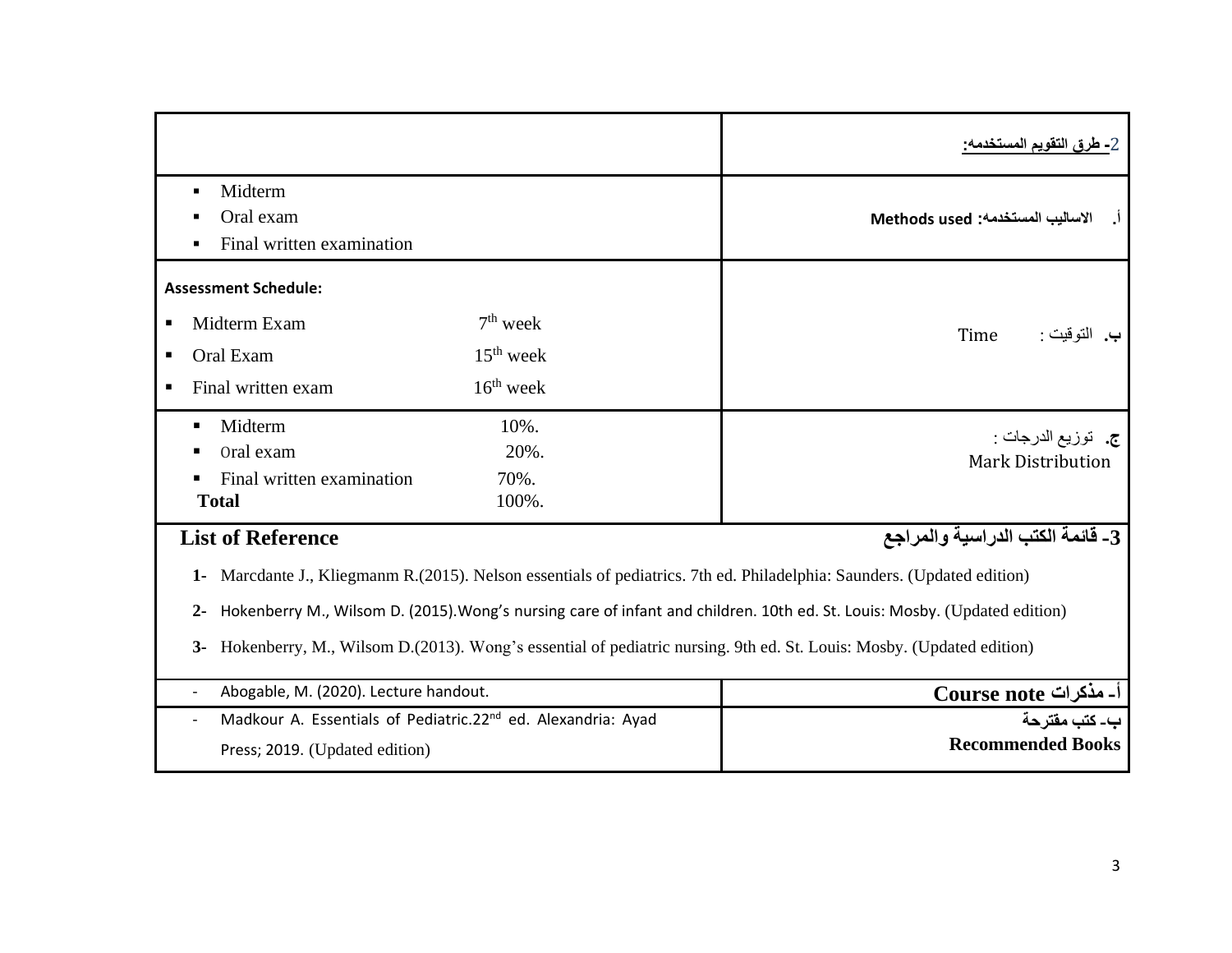| | 2- طرق التقويم المستخدمه: |
|---|---|
| ▪ Midterm<br>▪ Oral exam<br>▪ Final written examination | أ. الاساليب المستخدمه: Methods used |
| **Assessment Schedule:**<br>▪ Midterm Exam 7th week<br>▪ Oral Exam 15th week<br>▪ Final written exam 16th week | ب. التوقيت : Time |
| ▪ Midterm 10%.<br>▪ Oral exam 20%.<br>▪ Final written examination 70%.<br>**Total** 100%. | ج. توزيع الدرجات : Mark Distribution |

## List of Reference — 3- قائمة الكتب الدراسية والمراجع

1- Marcdante J., Kliegmanm R.(2015). Nelson essentials of pediatrics. 7th ed. Philadelphia: Saunders. (Updated edition)

2- Hokenberry M., Wilsom D. (2015).Wong's nursing care of infant and children. 10th ed. St. Louis: Mosby. (Updated edition)

3- Hokenberry, M., Wilsom D.(2013). Wong's essential of pediatric nursing. 9th ed. St. Louis: Mosby. (Updated edition)

| | |
|---|---|
| - Abogable, M. (2020). Lecture handout. | **أ- مذكرات Course note** |
| - Madkour A. Essentials of Pediatric.22nd ed. Alexandria: Ayad Press; 2019. (Updated edition) | **ب- كتب مقترحة**<br>**Recommended Books** |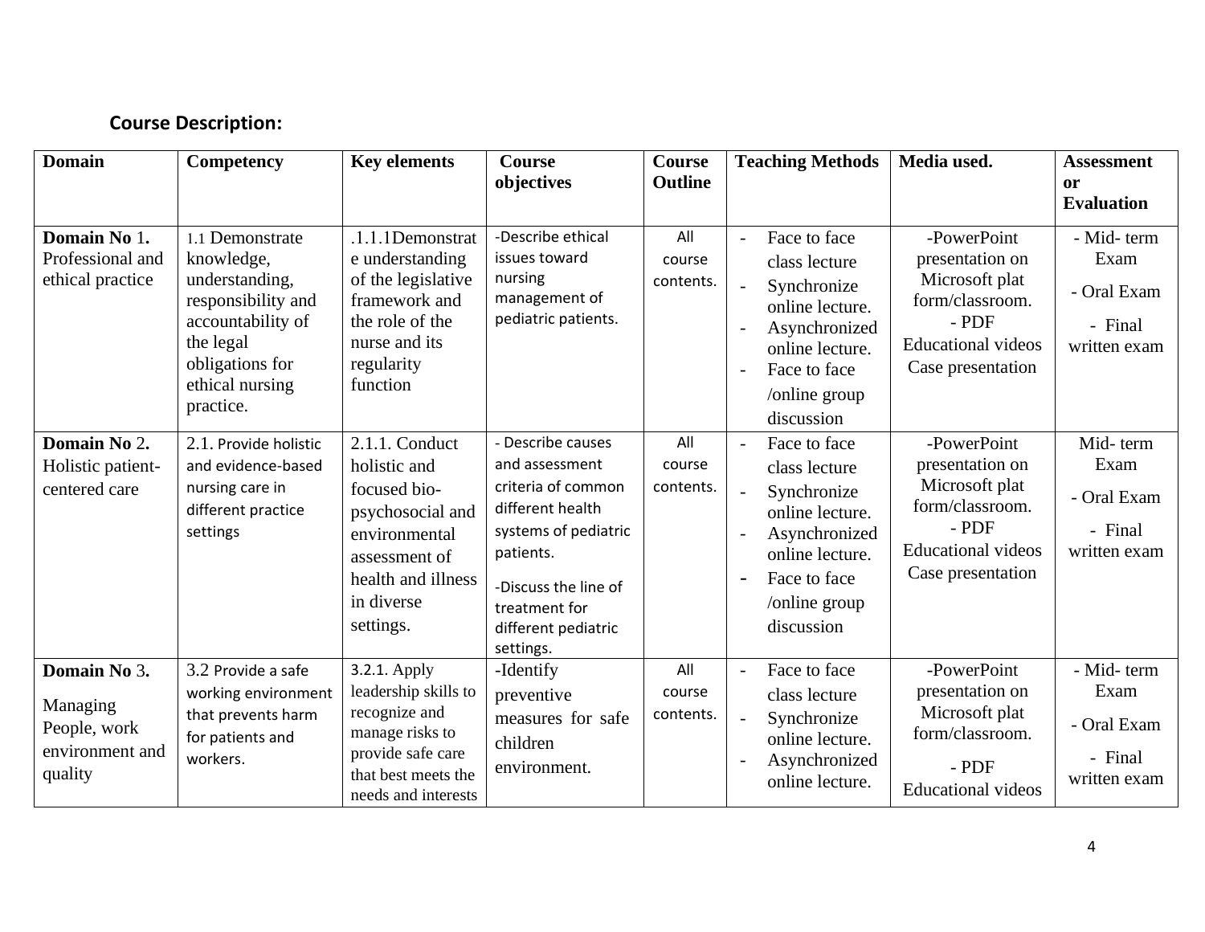## Course Description:

| Domain | Competency | Key elements | Course objectives | Course Outline | Teaching Methods | Media used. | Assessment or Evaluation |
|---|---|---|---|---|---|---|---|
| **Domain No 1.** Professional and ethical practice | 1.1 Demonstrate knowledge, understanding, responsibility and accountability of the legal obligations for ethical nursing practice. | .1.1.1Demonstrate understanding of the legislative framework and the role of the nurse and its regularity function | -Describe ethical issues toward nursing management of pediatric patients. | All course contents. | - Face to face class lecture<br>- Synchronize online lecture.<br>- Asynchronized online lecture.<br>- Face to face /online group discussion | -PowerPoint presentation on Microsoft plat form/classroom.<br>- PDF<br>Educational videos<br>Case presentation | - Mid- term Exam<br>- Oral Exam<br>- Final written exam |
| **Domain No 2.** Holistic patient-centered care | 2.1. Provide holistic and evidence-based nursing care in different practice settings | 2.1.1. Conduct holistic and focused bio-psychosocial and environmental assessment of health and illness in diverse settings. | - Describe causes and assessment criteria of common different health systems of pediatric patients.<br>-Discuss the line of treatment for different pediatric settings. | All course contents. | - Face to face class lecture<br>- Synchronize online lecture.<br>- Asynchronized online lecture.<br>- Face to face /online group discussion | -PowerPoint presentation on Microsoft plat form/classroom.<br>- PDF<br>Educational videos<br>Case presentation | Mid- term Exam<br>- Oral Exam<br>- Final written exam |
| **Domain No 3.** Managing People, work environment and quality | 3.2 Provide a safe working environment that prevents harm for patients and workers. | 3.2.1. Apply leadership skills to recognize and manage risks to provide safe care that best meets the needs and interests | -Identify preventive measures for safe children environment. | All course contents. | - Face to face class lecture<br>- Synchronize online lecture.<br>- Asynchronized online lecture. | -PowerPoint presentation on Microsoft plat form/classroom.<br>- PDF<br>Educational videos | - Mid- term Exam<br>- Oral Exam<br>- Final written exam |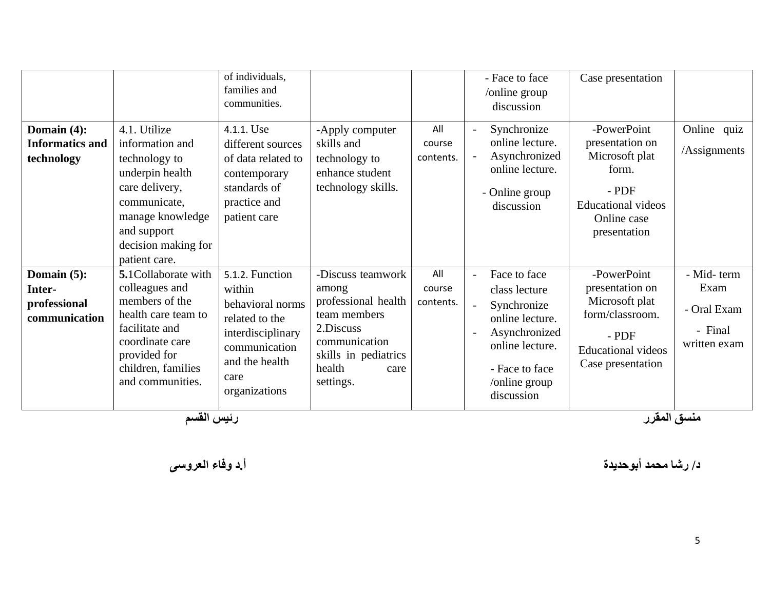| | | | | | | | |
|---|---|---|---|---|---|---|---|
| | | of individuals, families and communities. | | | - Face to face /online group discussion | Case presentation | |
| **Domain (4): Informatics and technology** | 4.1. Utilize information and technology to underpin health care delivery, communicate, manage knowledge and support decision making for patient care. | 4.1.1. Use different sources of data related to contemporary standards of practice and patient care | -Apply computer skills and technology to enhance student technology skills. | All course contents. | - Synchronize online lecture.<br>- Asynchronized online lecture.<br>- Online group discussion | -PowerPoint presentation on Microsoft plat form.<br>- PDF<br>Educational videos<br>Online case presentation | Online quiz /Assignments |
| **Domain (5): Inter-professional communication** | **5.**1Collaborate with colleagues and members of the health care team to facilitate and coordinate care provided for children, families and communities. | 5.1.2. Function within behavioral norms related to the interdisciplinary communication and the health care organizations | -Discuss teamwork among professional health team members<br>2.Discuss communication skills in pediatrics health care settings. | All course contents. | - Face to face class lecture<br>- Synchronize online lecture.<br>- Asynchronized online lecture.<br>- Face to face /online group discussion | -PowerPoint presentation on Microsoft plat form/classroom.<br>- PDF<br>Educational videos<br>Case presentation | - Mid- term Exam<br>- Oral Exam<br>- Final written exam |

**رئيس القسم** **منسق المقرر**

**أ.د وفاء العروسى** **د/ رشا محمد أبوحديدة**